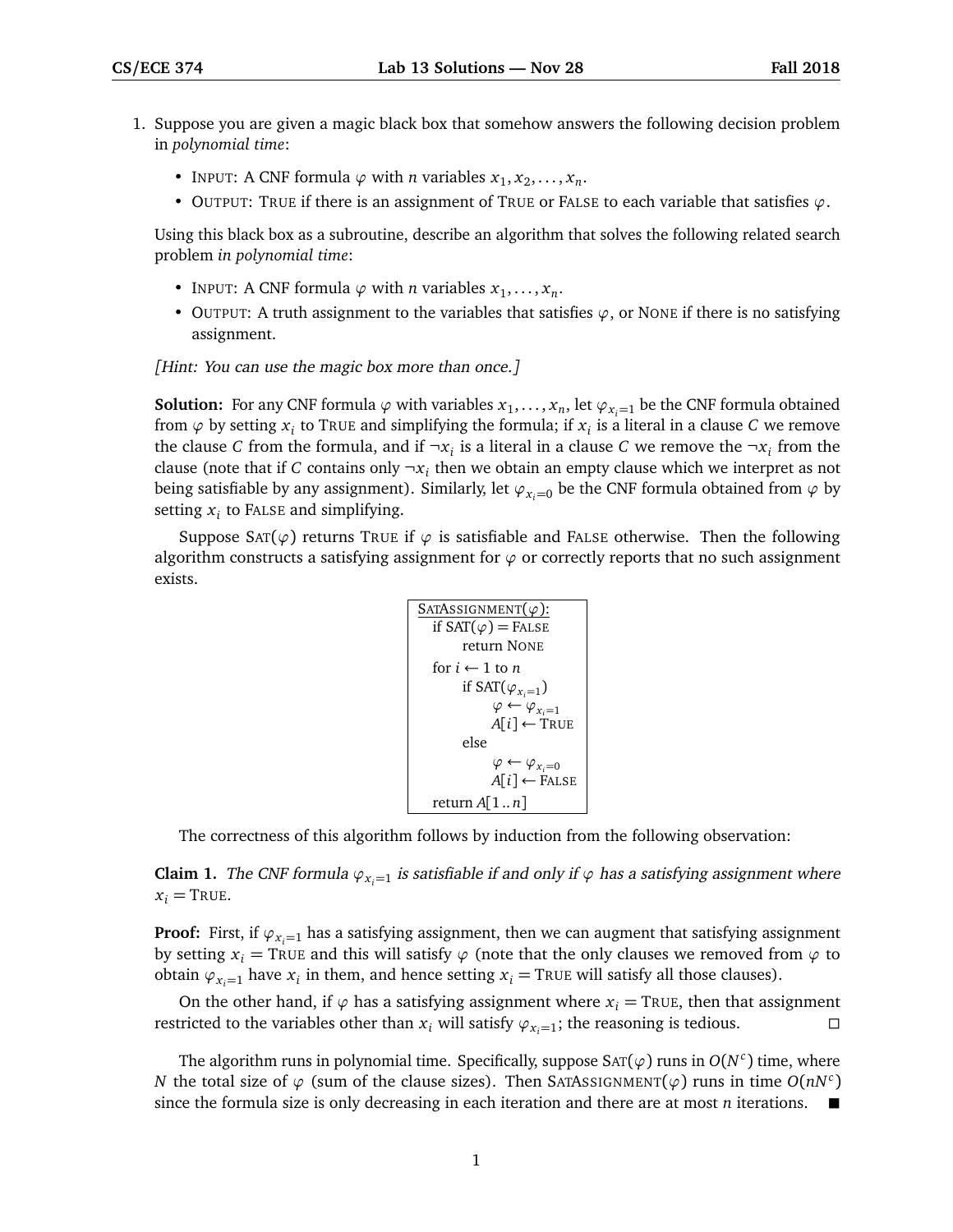1. Suppose you are given a magic black box that somehow answers the following decision problem in *polynomial time*:

   - INPUT: A CNF formula $\varphi$ with $n$ variables $x_1, x_2, \ldots, x_n$.
   - OUTPUT: TRUE if there is an assignment of TRUE or FALSE to each variable that satisfies $\varphi$.

   Using this black box as a subroutine, describe an algorithm that solves the following related search problem *in polynomial time*:

   - INPUT: A CNF formula $\varphi$ with $n$ variables $x_1, \ldots, x_n$.
   - OUTPUT: A truth assignment to the variables that satisfies $\varphi$, or NONE if there is no satisfying assignment.

   *[Hint: You can use the magic box more than once.]*

**Solution:** For any CNF formula $\varphi$ with variables $x_1, \ldots, x_n$, let $\varphi_{x_i=1}$ be the CNF formula obtained from $\varphi$ by setting $x_i$ to TRUE and simplifying the formula; if $x_i$ is a literal in a clause $C$ we remove the clause $C$ from the formula, and if $\neg x_i$ is a literal in a clause $C$ we remove the $\neg x_i$ from the clause (note that if $C$ contains only $\neg x_i$ then we obtain an empty clause which we interpret as not being satisfiable by any assignment). Similarly, let $\varphi_{x_i=0}$ be the CNF formula obtained from $\varphi$ by setting $x_i$ to FALSE and simplifying.

Suppose SAT($\varphi$) returns TRUE if $\varphi$ is satisfiable and FALSE otherwise. Then the following algorithm constructs a satisfying assignment for $\varphi$ or correctly reports that no such assignment exists.

```
SATASSIGNMENT(φ):
  if SAT(φ) = FALSE
      return NONE
  for i ← 1 to n
      if SAT(φ_{x_i=1})
          φ ← φ_{x_i=1}
          A[i] ← TRUE
      else
          φ ← φ_{x_i=0}
          A[i] ← FALSE
  return A[1..n]
```

The correctness of this algorithm follows by induction from the following observation:

**Claim 1.** *The CNF formula $\varphi_{x_i=1}$ is satisfiable if and only if $\varphi$ has a satisfying assignment where $x_i =$ TRUE.*

**Proof:** First, if $\varphi_{x_i=1}$ has a satisfying assignment, then we can augment that satisfying assignment by setting $x_i =$ TRUE and this will satisfy $\varphi$ (note that the only clauses we removed from $\varphi$ to obtain $\varphi_{x_i=1}$ have $x_i$ in them, and hence setting $x_i =$ TRUE will satisfy all those clauses).

On the other hand, if $\varphi$ has a satisfying assignment where $x_i =$ TRUE, then that assignment restricted to the variables other than $x_i$ will satisfy $\varphi_{x_i=1}$; the reasoning is tedious. □

The algorithm runs in polynomial time. Specifically, suppose SAT($\varphi$) runs in $O(N^c)$ time, where $N$ the total size of $\varphi$ (sum of the clause sizes). Then SATASSIGNMENT($\varphi$) runs in time $O(nN^c)$ since the formula size is only decreasing in each iteration and there are at most $n$ iterations. ■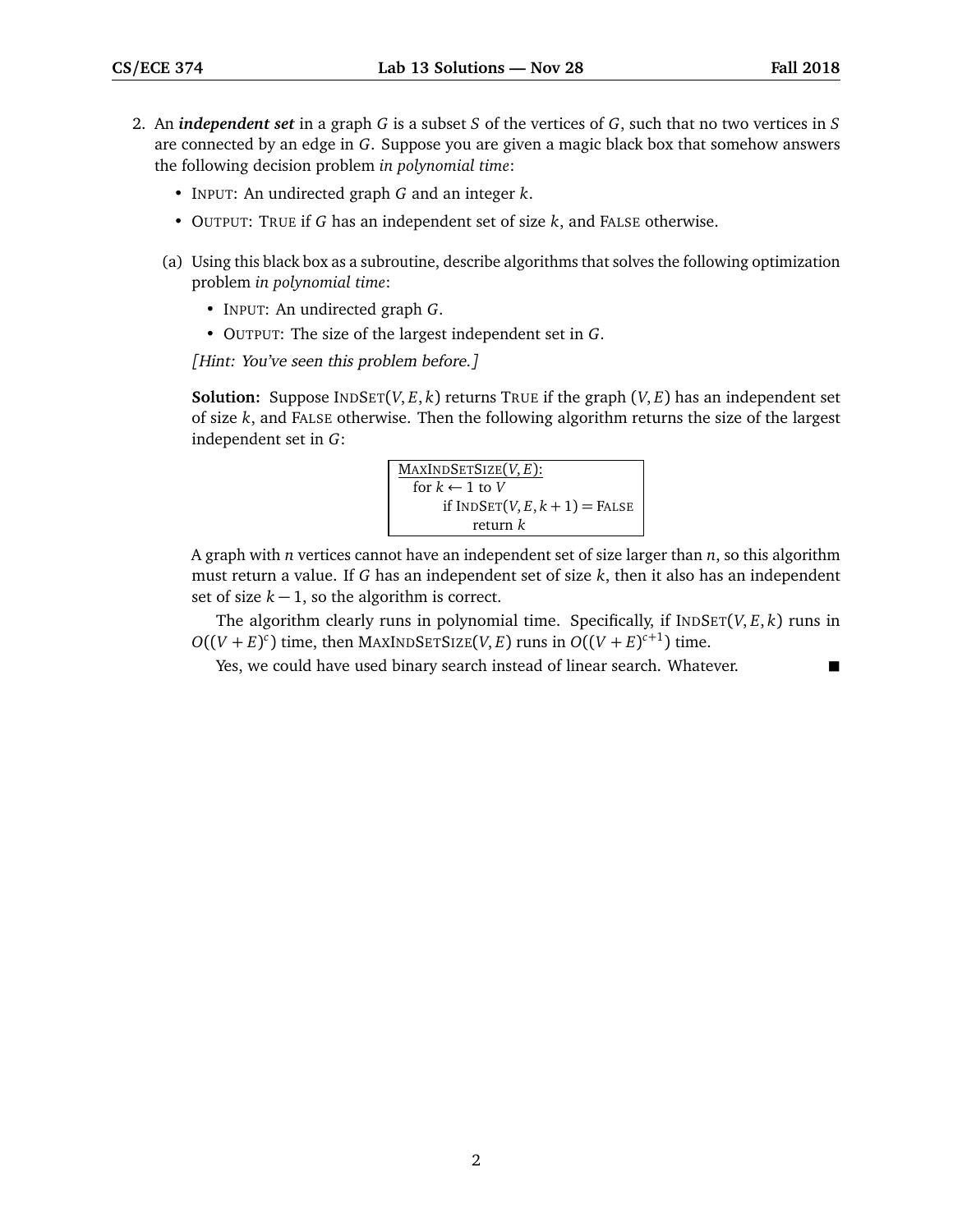2. An ***independent set*** in a graph $G$ is a subset $S$ of the vertices of $G$, such that no two vertices in $S$ are connected by an edge in $G$. Suppose you are given a magic black box that somehow answers the following decision problem *in polynomial time*:

   - INPUT: An undirected graph $G$ and an integer $k$.
   - OUTPUT: TRUE if $G$ has an independent set of size $k$, and FALSE otherwise.

   (a) Using this black box as a subroutine, describe algorithms that solves the following optimization problem *in polynomial time*:

   - INPUT: An undirected graph $G$.
   - OUTPUT: The size of the largest independent set in $G$.

   *[Hint: You've seen this problem before.]*

   **Solution:** Suppose INDSET$(V, E, k)$ returns TRUE if the graph $(V, E)$ has an independent set of size $k$, and FALSE otherwise. Then the following algorithm returns the size of the largest independent set in $G$:

```
MAXINDSETSIZE(V, E):
  for k ← 1 to V
      if INDSET(V, E, k + 1) = FALSE
          return k
```

   A graph with $n$ vertices cannot have an independent set of size larger than $n$, so this algorithm must return a value. If $G$ has an independent set of size $k$, then it also has an independent set of size $k - 1$, so the algorithm is correct.

   The algorithm clearly runs in polynomial time. Specifically, if INDSET$(V, E, k)$ runs in $O((V + E)^c)$ time, then MAXINDSETSIZE$(V, E)$ runs in $O((V + E)^{c+1})$ time.

   Yes, we could have used binary search instead of linear search. Whatever. ■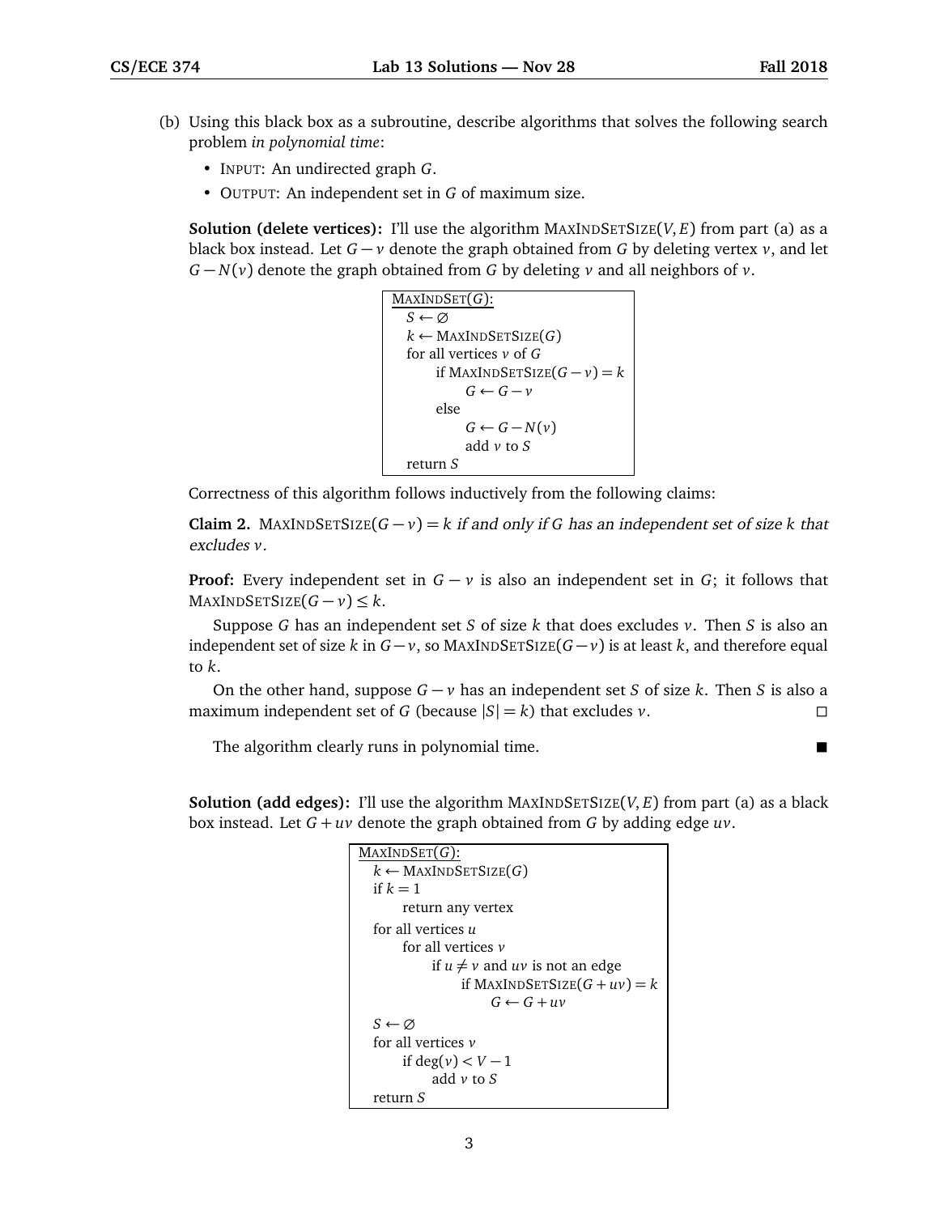(b) Using this black box as a subroutine, describe algorithms that solves the following search problem *in polynomial time*:

- INPUT: An undirected graph $G$.
- OUTPUT: An independent set in $G$ of maximum size.

**Solution (delete vertices):** I'll use the algorithm MAXINDSETSIZE$(V, E)$ from part (a) as a black box instead. Let $G - v$ denote the graph obtained from $G$ by deleting vertex $v$, and let $G - N(v)$ denote the graph obtained from $G$ by deleting $v$ and all neighbors of $v$.

```
MaxIndSet(G):
  S ← ∅
  k ← MaxIndSetSize(G)
  for all vertices v of G
      if MaxIndSetSize(G − v) = k
          G ← G − v
      else
          G ← G − N(v)
          add v to S
  return S
```

Correctness of this algorithm follows inductively from the following claims:

**Claim 2.** MAXINDSETSIZE$(G - v) = k$ *if and only if* $G$ *has an independent set of size* $k$ *that excludes* $v$.

**Proof:** Every independent set in $G - v$ is also an independent set in $G$; it follows that MAXINDSETSIZE$(G - v) \leq k$.

Suppose $G$ has an independent set $S$ of size $k$ that does excludes $v$. Then $S$ is also an independent set of size $k$ in $G - v$, so MAXINDSETSIZE$(G - v)$ is at least $k$, and therefore equal to $k$.

On the other hand, suppose $G - v$ has an independent set $S$ of size $k$. Then $S$ is also a maximum independent set of $G$ (because $|S| = k$) that excludes $v$. □

The algorithm clearly runs in polynomial time. ■

**Solution (add edges):** I'll use the algorithm MAXINDSETSIZE$(V, E)$ from part (a) as a black box instead. Let $G + uv$ denote the graph obtained from $G$ by adding edge $uv$.

```
MaxIndSet(G):
  k ← MaxIndSetSize(G)
  if k = 1
      return any vertex
  for all vertices u
      for all vertices v
          if u ≠ v and uv is not an edge
              if MaxIndSetSize(G + uv) = k
                  G ← G + uv
  S ← ∅
  for all vertices v
      if deg(v) < V − 1
          add v to S
  return S
```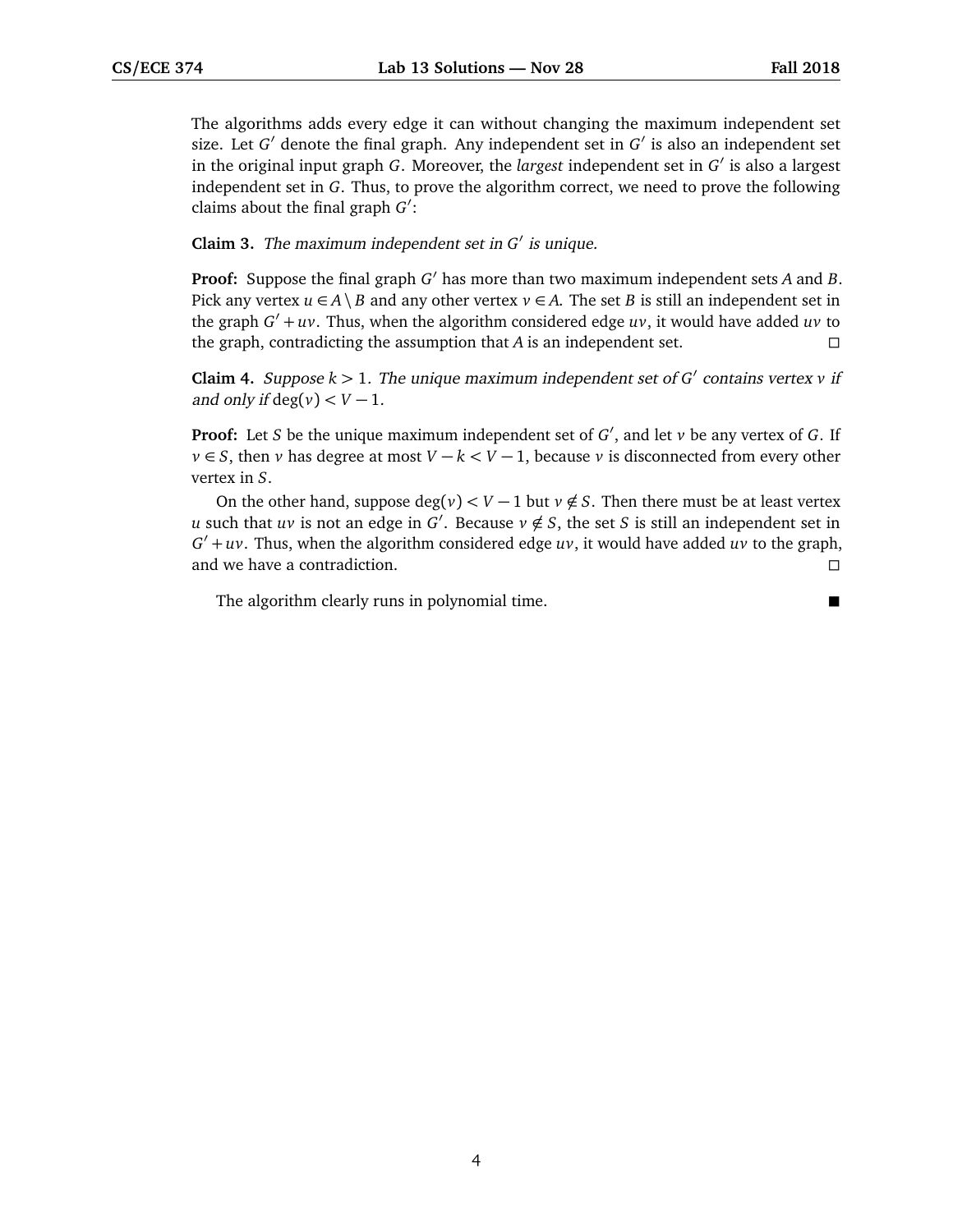The algorithms adds every edge it can without changing the maximum independent set size. Let $G'$ denote the final graph. Any independent set in $G'$ is also an independent set in the original input graph $G$. Moreover, the *largest* independent set in $G'$ is also a largest independent set in $G$. Thus, to prove the algorithm correct, we need to prove the following claims about the final graph $G'$:

**Claim 3.** *The maximum independent set in $G'$ is unique.*

**Proof:** Suppose the final graph $G'$ has more than two maximum independent sets $A$ and $B$. Pick any vertex $u \in A \setminus B$ and any other vertex $v \in A$. The set $B$ is still an independent set in the graph $G' + uv$. Thus, when the algorithm considered edge $uv$, it would have added $uv$ to the graph, contradicting the assumption that $A$ is an independent set. □

**Claim 4.** *Suppose $k > 1$. The unique maximum independent set of $G'$ contains vertex $v$ if and only if* $\deg(v) < V - 1$.

**Proof:** Let $S$ be the unique maximum independent set of $G'$, and let $v$ be any vertex of $G$. If $v \in S$, then $v$ has degree at most $V - k < V - 1$, because $v$ is disconnected from every other vertex in $S$.

On the other hand, suppose $\deg(v) < V - 1$ but $v \notin S$. Then there must be at least vertex $u$ such that $uv$ is not an edge in $G'$. Because $v \notin S$, the set $S$ is still an independent set in $G' + uv$. Thus, when the algorithm considered edge $uv$, it would have added $uv$ to the graph, and we have a contradiction. □

The algorithm clearly runs in polynomial time. ■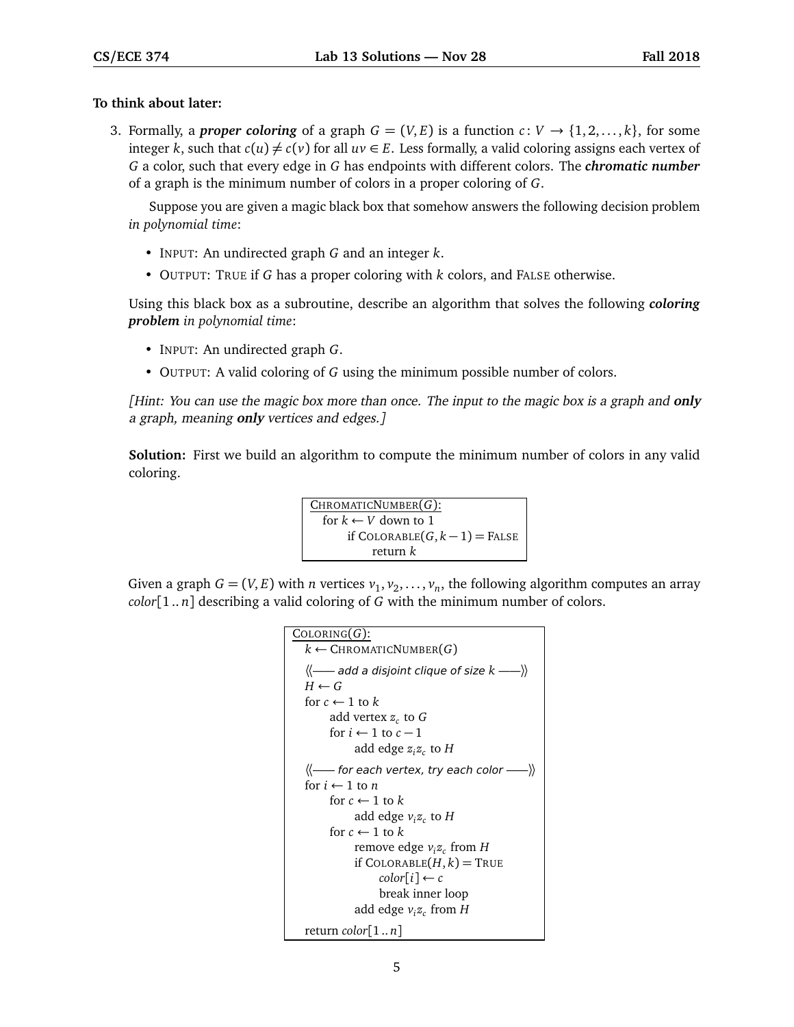**To think about later:**

3. Formally, a ***proper coloring*** of a graph $G = (V, E)$ is a function $c: V \to \{1, 2, \ldots, k\}$, for some integer $k$, such that $c(u) \neq c(v)$ for all $uv \in E$. Less formally, a valid coloring assigns each vertex of $G$ a color, such that every edge in $G$ has endpoints with different colors. The ***chromatic number*** of a graph is the minimum number of colors in a proper coloring of $G$.

   Suppose you are given a magic black box that somehow answers the following decision problem *in polynomial time*:

   - INPUT: An undirected graph $G$ and an integer $k$.
   - OUTPUT: TRUE if $G$ has a proper coloring with $k$ colors, and FALSE otherwise.

   Using this black box as a subroutine, describe an algorithm that solves the following ***coloring problem*** *in polynomial time*:

   - INPUT: An undirected graph $G$.
   - OUTPUT: A valid coloring of $G$ using the minimum possible number of colors.

   *[Hint: You can use the magic box more than once. The input to the magic box is a graph and **only** a graph, meaning **only** vertices and edges.]*

   **Solution:** First we build an algorithm to compute the minimum number of colors in any valid coloring.

   ```
   ChromaticNumber(G):
     for k ← V down to 1
       if Colorable(G, k − 1) = False
         return k
   ```

   Given a graph $G = (V, E)$ with $n$ vertices $v_1, v_2, \ldots, v_n$, the following algorithm computes an array $color[1..n]$ describing a valid coloring of $G$ with the minimum number of colors.

   ```
   Coloring(G):
     k ← ChromaticNumber(G)
     ⟨⟨—— add a disjoint clique of size k ——⟩⟩
     H ← G
     for c ← 1 to k
       add vertex z_c to G
       for i ← 1 to c − 1
         add edge z_i z_c to H
     ⟨⟨—— for each vertex, try each color ——⟩⟩
     for i ← 1 to n
       for c ← 1 to k
         add edge v_i z_c to H
       for c ← 1 to k
         remove edge v_i z_c from H
         if Colorable(H, k) = True
           color[i] ← c
           break inner loop
         add edge v_i z_c from H
     return color[1..n]
   ```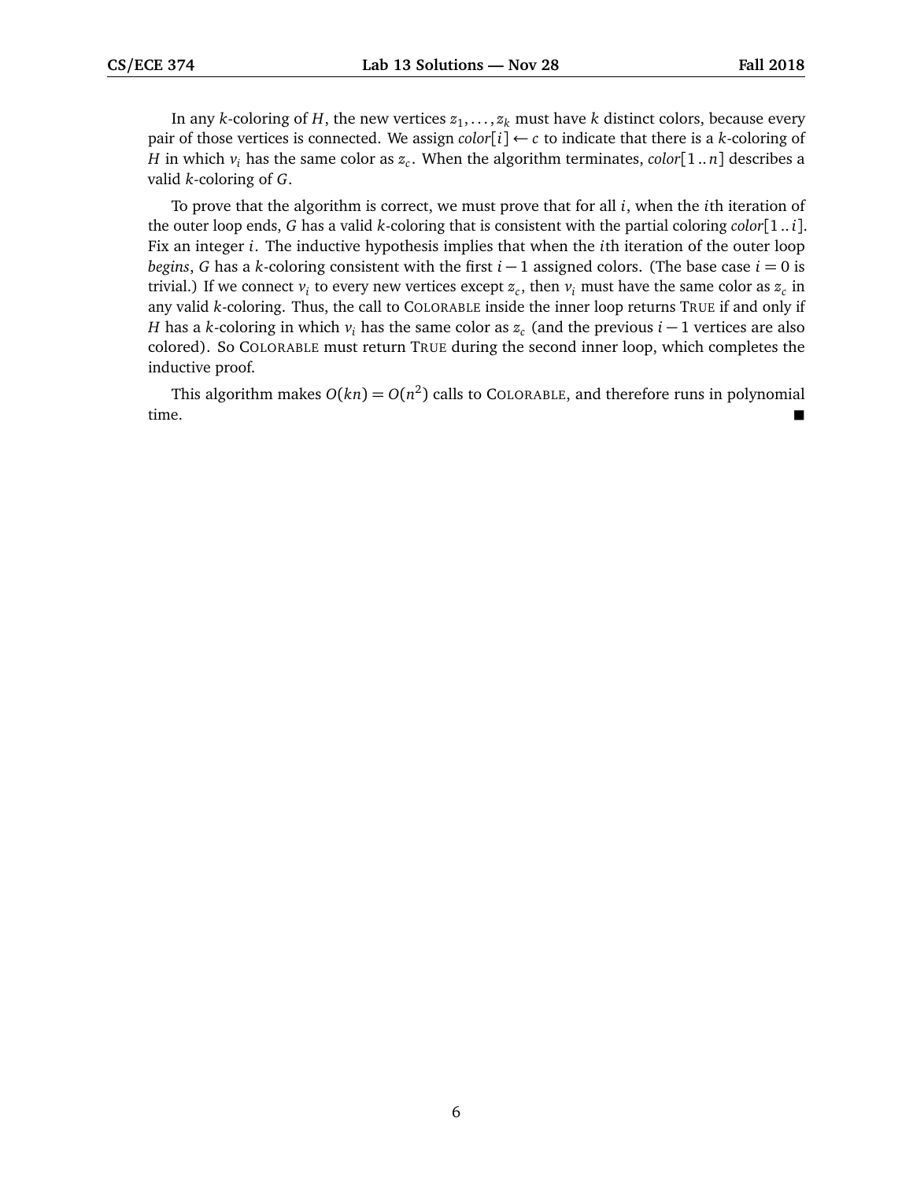In any $k$-coloring of $H$, the new vertices $z_1, \ldots, z_k$ must have $k$ distinct colors, because every pair of those vertices is connected. We assign $\mathit{color}[i] \leftarrow c$ to indicate that there is a $k$-coloring of $H$ in which $v_i$ has the same color as $z_c$. When the algorithm terminates, $\mathit{color}[1..n]$ describes a valid $k$-coloring of $G$.

To prove that the algorithm is correct, we must prove that for all $i$, when the $i$th iteration of the outer loop ends, $G$ has a valid $k$-coloring that is consistent with the partial coloring $\mathit{color}[1..i]$. Fix an integer $i$. The inductive hypothesis implies that when the $i$th iteration of the outer loop *begins*, $G$ has a $k$-coloring consistent with the first $i-1$ assigned colors. (The base case $i = 0$ is trivial.) If we connect $v_i$ to every new vertices except $z_c$, then $v_i$ must have the same color as $z_c$ in any valid $k$-coloring. Thus, the call to COLORABLE inside the inner loop returns TRUE if and only if $H$ has a $k$-coloring in which $v_i$ has the same color as $z_c$ (and the previous $i-1$ vertices are also colored). So COLORABLE must return TRUE during the second inner loop, which completes the inductive proof.

This algorithm makes $O(kn) = O(n^2)$ calls to COLORABLE, and therefore runs in polynomial time. ■